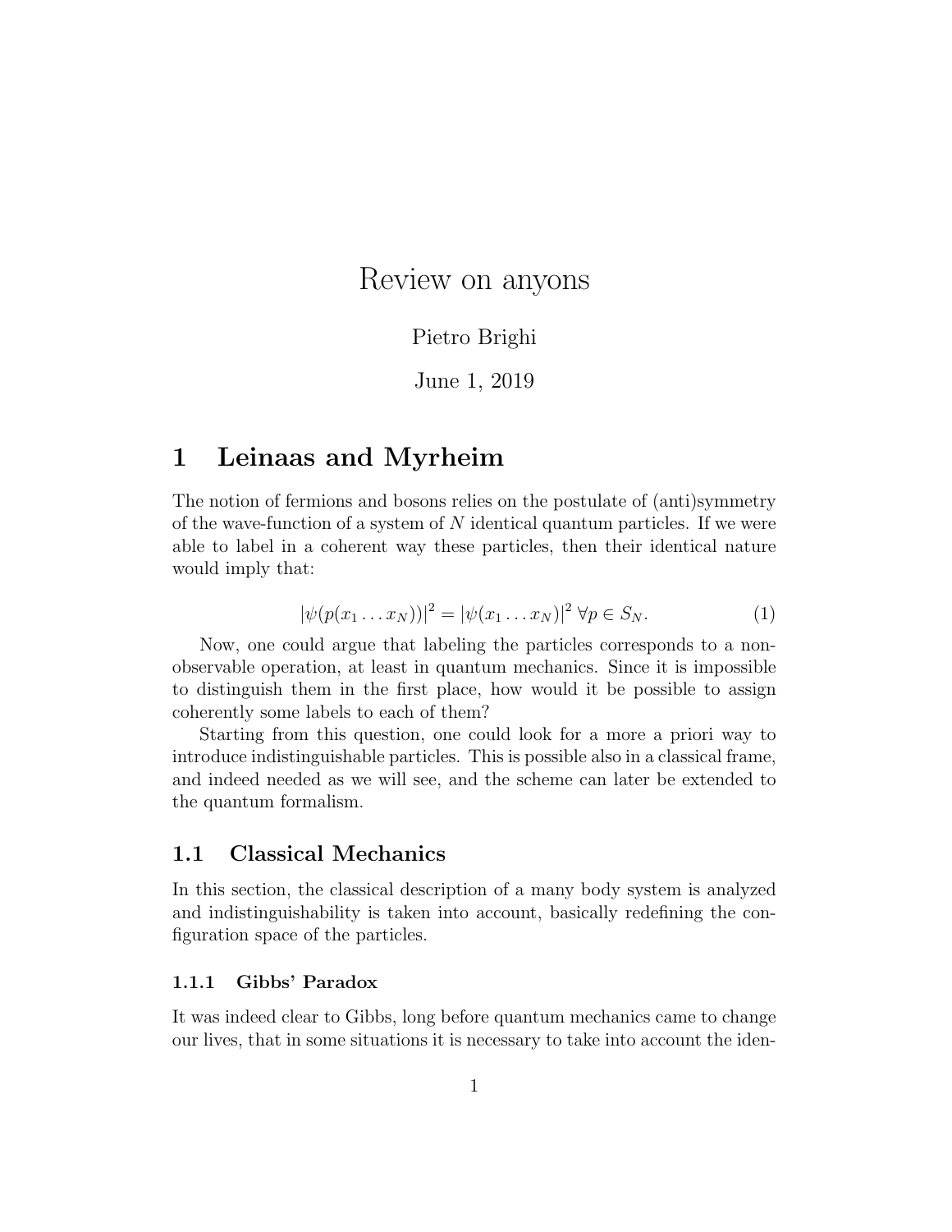# Review on anyons

Pietro Brighi

June 1, 2019

## 1 Leinaas and Myrheim

The notion of fermions and bosons relies on the postulate of (anti)symmetry of the wave-function of a system of $N$ identical quantum particles. If we were able to label in a coherent way these particles, then their identical nature would imply that:

$$|\psi(p(x_1 \dots x_N))|^2 = |\psi(x_1 \dots x_N)|^2 \; \forall p \in S_N. \tag{1}$$

Now, one could argue that labeling the particles corresponds to a non-observable operation, at least in quantum mechanics. Since it is impossible to distinguish them in the first place, how would it be possible to assign coherently some labels to each of them?

Starting from this question, one could look for a more a priori way to introduce indistinguishable particles. This is possible also in a classical frame, and indeed needed as we will see, and the scheme can later be extended to the quantum formalism.

### 1.1 Classical Mechanics

In this section, the classical description of a many body system is analyzed and indistinguishability is taken into account, basically redefining the configuration space of the particles.

#### 1.1.1 Gibbs' Paradox

It was indeed clear to Gibbs, long before quantum mechanics came to change our lives, that in some situations it is necessary to take into account the iden-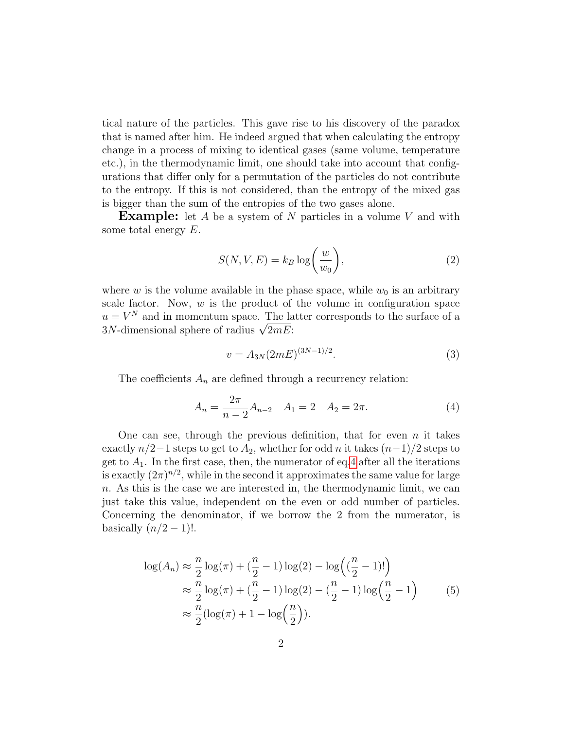tical nature of the particles. This gave rise to his discovery of the paradox that is named after him. He indeed argued that when calculating the entropy change in a process of mixing to identical gases (same volume, temperature etc.), in the thermodynamic limit, one should take into account that configurations that differ only for a permutation of the particles do not contribute to the entropy. If this is not considered, than the entropy of the mixed gas is bigger than the sum of the entropies of the two gases alone.

**Example:** let $A$ be a system of $N$ particles in a volume $V$ and with some total energy $E$.

$$S(N,V,E) = k_B \log\left(\frac{w}{w_0}\right), \tag{2}$$

where $w$ is the volume available in the phase space, while $w_0$ is an arbitrary scale factor. Now, $w$ is the product of the volume in configuration space $u = V^N$ and in momentum space. The latter corresponds to the surface of a $3N$-dimensional sphere of radius $\sqrt{2mE}$:

$$v = A_{3N}(2mE)^{(3N-1)/2}. \tag{3}$$

The coefficients $A_n$ are defined through a recurrency relation:

$$A_n = \frac{2\pi}{n-2}A_{n-2} \quad A_1 = 2 \quad A_2 = 2\pi. \tag{4}$$

One can see, through the previous definition, that for even $n$ it takes exactly $n/2-1$ steps to get to $A_2$, whether for odd $n$ it takes $(n-1)/2$ steps to get to $A_1$. In the first case, then, the numerator of eq.4 after all the iterations is exactly $(2\pi)^{n/2}$, while in the second it approximates the same value for large $n$. As this is the case we are interested in, the thermodynamic limit, we can just take this value, independent on the even or odd number of particles. Concerning the denominator, if we borrow the 2 from the numerator, is basically $(n/2-1)!$.

$$\begin{aligned}
\log(A_n) &\approx \frac{n}{2}\log(\pi) + (\frac{n}{2}-1)\log(2) - \log\Big((\frac{n}{2}-1)!\Big) \\
&\approx \frac{n}{2}\log(\pi) + (\frac{n}{2}-1)\log(2) - (\frac{n}{2}-1)\log\Big(\frac{n}{2}-1\Big) \\
&\approx \frac{n}{2}(\log(\pi) + 1 - \log\Big(\frac{n}{2}\Big)).
\end{aligned} \tag{5}$$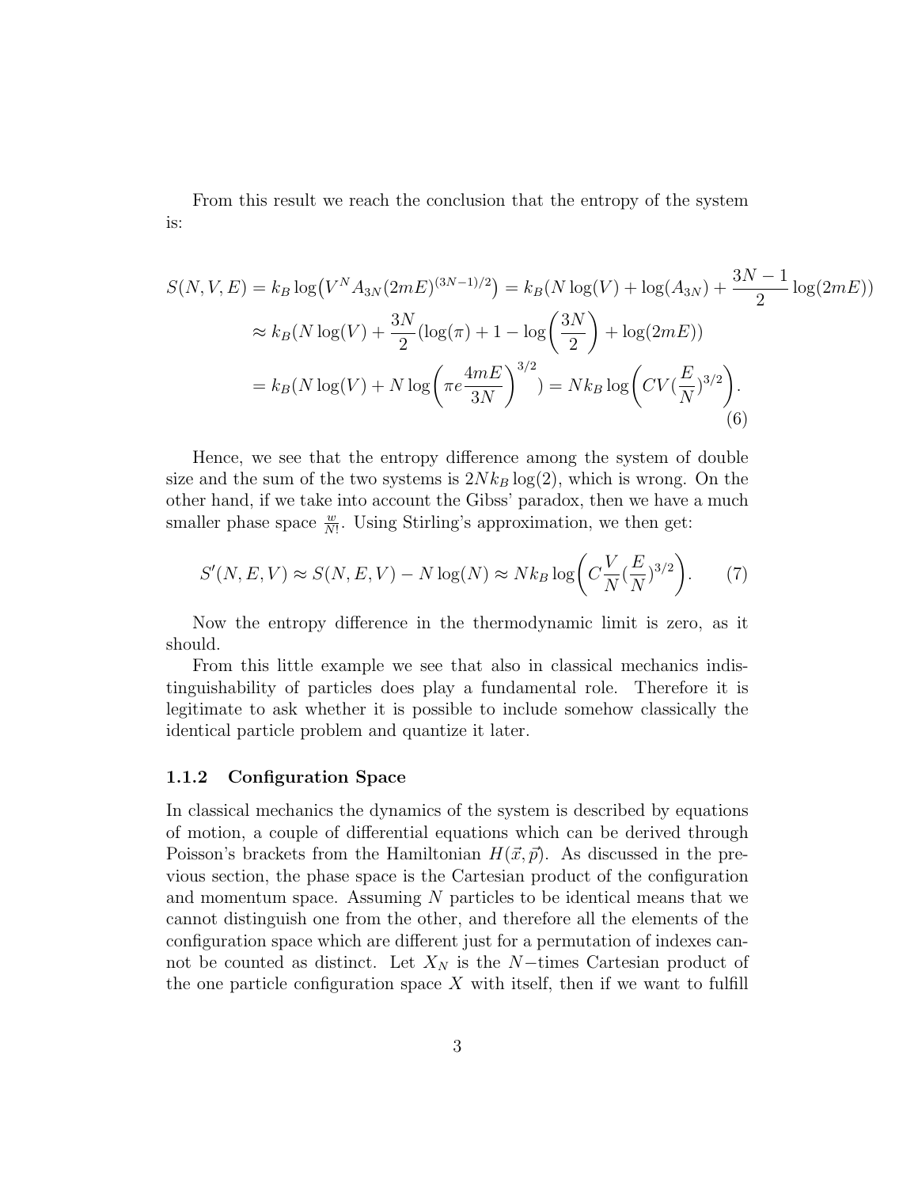From this result we reach the conclusion that the entropy of the system is:

$$
\begin{aligned}
S(N,V,E) &= k_B \log\big(V^N A_{3N}(2mE)^{(3N-1)/2}\big) = k_B(N\log(V) + \log(A_{3N}) + \frac{3N-1}{2}\log(2mE)) \\
&\approx k_B(N\log(V) + \frac{3N}{2}(\log(\pi) + 1 - \log\bigg(\frac{3N}{2}\bigg) + \log(2mE)) \\
&= k_B(N\log(V) + N\log\bigg(\pi e\frac{4mE}{3N}\bigg)^{3/2}) = Nk_B\log\bigg(CV(\frac{E}{N})^{3/2}\bigg).
\end{aligned}
\tag{6}
$$

Hence, we see that the entropy difference among the system of double size and the sum of the two systems is $2Nk_B\log(2)$, which is wrong. On the other hand, if we take into account the Gibss' paradox, then we have a much smaller phase space $\frac{w}{N!}$. Using Stirling's approximation, we then get:

$$
S'(N,E,V) \approx S(N,E,V) - N\log(N) \approx Nk_B\log\bigg(C\frac{V}{N}(\frac{E}{N})^{3/2}\bigg). \tag{7}
$$

Now the entropy difference in the thermodynamic limit is zero, as it should.

From this little example we see that also in classical mechanics indistinguishability of particles does play a fundamental role. Therefore it is legitimate to ask whether it is possible to include somehow classically the identical particle problem and quantize it later.

### 1.1.2 Configuration Space

In classical mechanics the dynamics of the system is described by equations of motion, a couple of differential equations which can be derived through Poisson's brackets from the Hamiltonian $H(\vec{x},\vec{p})$. As discussed in the previous section, the phase space is the Cartesian product of the configuration and momentum space. Assuming $N$ particles to be identical means that we cannot distinguish one from the other, and therefore all the elements of the configuration space which are different just for a permutation of indexes cannot be counted as distinct. Let $X_N$ is the $N-$times Cartesian product of the one particle configuration space $X$ with itself, then if we want to fulfill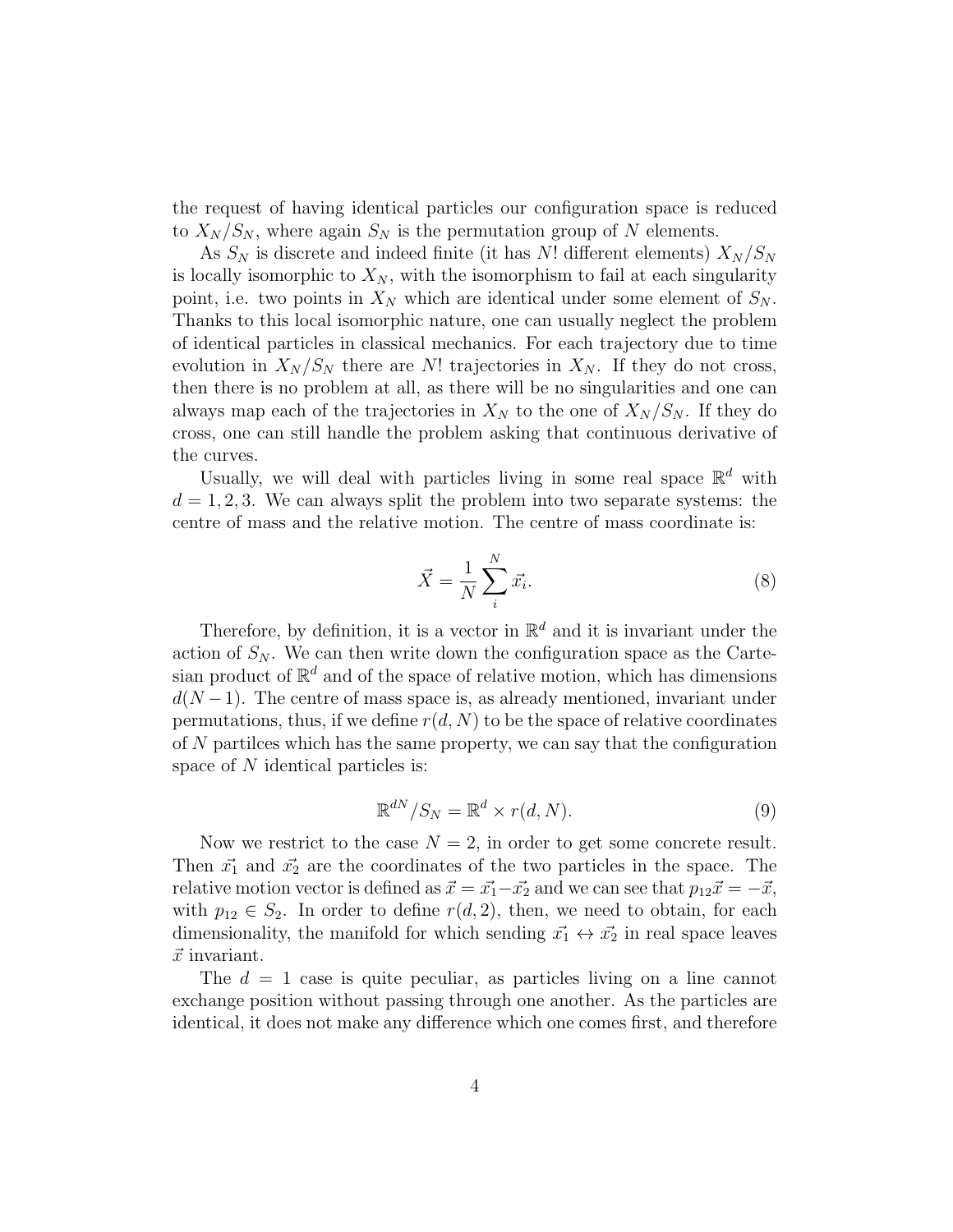the request of having identical particles our configuration space is reduced to $X_N/S_N$, where again $S_N$ is the permutation group of $N$ elements.

As $S_N$ is discrete and indeed finite (it has $N!$ different elements) $X_N/S_N$ is locally isomorphic to $X_N$, with the isomorphism to fail at each singularity point, i.e. two points in $X_N$ which are identical under some element of $S_N$. Thanks to this local isomorphic nature, one can usually neglect the problem of identical particles in classical mechanics. For each trajectory due to time evolution in $X_N/S_N$ there are $N!$ trajectories in $X_N$. If they do not cross, then there is no problem at all, as there will be no singularities and one can always map each of the trajectories in $X_N$ to the one of $X_N/S_N$. If they do cross, one can still handle the problem asking that continuous derivative of the curves.

Usually, we will deal with particles living in some real space $\mathbb{R}^d$ with $d = 1, 2, 3$. We can always split the problem into two separate systems: the centre of mass and the relative motion. The centre of mass coordinate is:

$$\vec{X} = \frac{1}{N}\sum_{i}^{N} \vec{x_i}. \tag{8}$$

Therefore, by definition, it is a vector in $\mathbb{R}^d$ and it is invariant under the action of $S_N$. We can then write down the configuration space as the Cartesian product of $\mathbb{R}^d$ and of the space of relative motion, which has dimensions $d(N-1)$. The centre of mass space is, as already mentioned, invariant under permutations, thus, if we define $r(d, N)$ to be the space of relative coordinates of $N$ partilces which has the same property, we can say that the configuration space of $N$ identical particles is:

$$\mathbb{R}^{dN}/S_N = \mathbb{R}^d \times r(d, N). \tag{9}$$

Now we restrict to the case $N = 2$, in order to get some concrete result. Then $\vec{x_1}$ and $\vec{x_2}$ are the coordinates of the two particles in the space. The relative motion vector is defined as $\vec{x} = \vec{x_1} - \vec{x_2}$ and we can see that $p_{12}\vec{x} = -\vec{x}$, with $p_{12} \in S_2$. In order to define $r(d, 2)$, then, we need to obtain, for each dimensionality, the manifold for which sending $\vec{x_1} \leftrightarrow \vec{x_2}$ in real space leaves $\vec{x}$ invariant.

The $d = 1$ case is quite peculiar, as particles living on a line cannot exchange position without passing through one another. As the particles are identical, it does not make any difference which one comes first, and therefore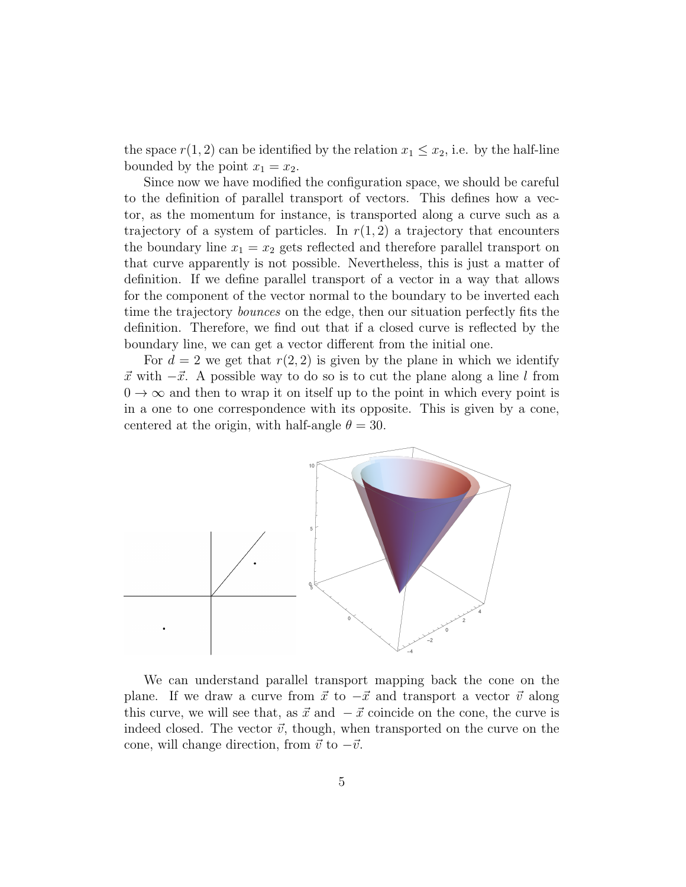the space $r(1,2)$ can be identified by the relation $x_1 \leq x_2$, i.e. by the half-line bounded by the point $x_1 = x_2$.

Since now we have modified the configuration space, we should be careful to the definition of parallel transport of vectors. This defines how a vector, as the momentum for instance, is transported along a curve such as a trajectory of a system of particles. In $r(1,2)$ a trajectory that encounters the boundary line $x_1 = x_2$ gets reflected and therefore parallel transport on that curve apparently is not possible. Nevertheless, this is just a matter of definition. If we define parallel transport of a vector in a way that allows for the component of the vector normal to the boundary to be inverted each time the trajectory *bounces* on the edge, then our situation perfectly fits the definition. Therefore, we find out that if a closed curve is reflected by the boundary line, we can get a vector different from the initial one.

For $d = 2$ we get that $r(2,2)$ is given by the plane in which we identify $\vec{x}$ with $-\vec{x}$. A possible way to do so is to cut the plane along a line $l$ from $0 \to \infty$ and then to wrap it on itself up to the point in which every point is in a one to one correspondence with its opposite. This is given by a cone, centered at the origin, with half-angle $\theta = 30$.

We can understand parallel transport mapping back the cone on the plane. If we draw a curve from $\vec{x}$ to $-\vec{x}$ and transport a vector $\vec{v}$ along this curve, we will see that, as $\vec{x}$ and $-\vec{x}$ coincide on the cone, the curve is indeed closed. The vector $\vec{v}$, though, when transported on the curve on the cone, will change direction, from $\vec{v}$ to $-\vec{v}$.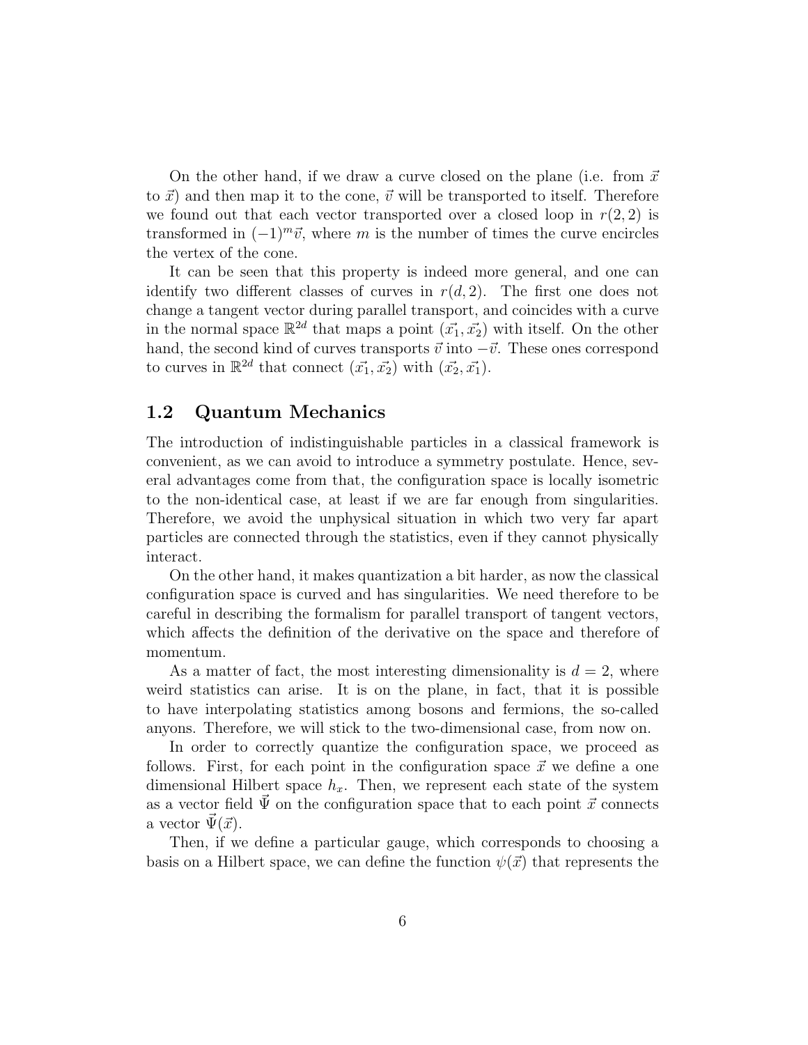On the other hand, if we draw a curve closed on the plane (i.e. from $\vec{x}$ to $\vec{x}$) and then map it to the cone, $\vec{v}$ will be transported to itself. Therefore we found out that each vector transported over a closed loop in $r(2,2)$ is transformed in $(-1)^m\vec{v}$, where $m$ is the number of times the curve encircles the vertex of the cone.

It can be seen that this property is indeed more general, and one can identify two different classes of curves in $r(d,2)$. The first one does not change a tangent vector during parallel transport, and coincides with a curve in the normal space $\mathbb{R}^{2d}$ that maps a point $(\vec{x_1}, \vec{x_2})$ with itself. On the other hand, the second kind of curves transports $\vec{v}$ into $-\vec{v}$. These ones correspond to curves in $\mathbb{R}^{2d}$ that connect $(\vec{x_1}, \vec{x_2})$ with $(\vec{x_2}, \vec{x_1})$.

## 1.2 Quantum Mechanics

The introduction of indistinguishable particles in a classical framework is convenient, as we can avoid to introduce a symmetry postulate. Hence, several advantages come from that, the configuration space is locally isometric to the non-identical case, at least if we are far enough from singularities. Therefore, we avoid the unphysical situation in which two very far apart particles are connected through the statistics, even if they cannot physically interact.

On the other hand, it makes quantization a bit harder, as now the classical configuration space is curved and has singularities. We need therefore to be careful in describing the formalism for parallel transport of tangent vectors, which affects the definition of the derivative on the space and therefore of momentum.

As a matter of fact, the most interesting dimensionality is $d = 2$, where weird statistics can arise. It is on the plane, in fact, that it is possible to have interpolating statistics among bosons and fermions, the so-called anyons. Therefore, we will stick to the two-dimensional case, from now on.

In order to correctly quantize the configuration space, we proceed as follows. First, for each point in the configuration space $\vec{x}$ we define a one dimensional Hilbert space $h_x$. Then, we represent each state of the system as a vector field $\vec{\Psi}$ on the configuration space that to each point $\vec{x}$ connects a vector $\vec{\Psi}(\vec{x})$.

Then, if we define a particular gauge, which corresponds to choosing a basis on a Hilbert space, we can define the function $\psi(\vec{x})$ that represents the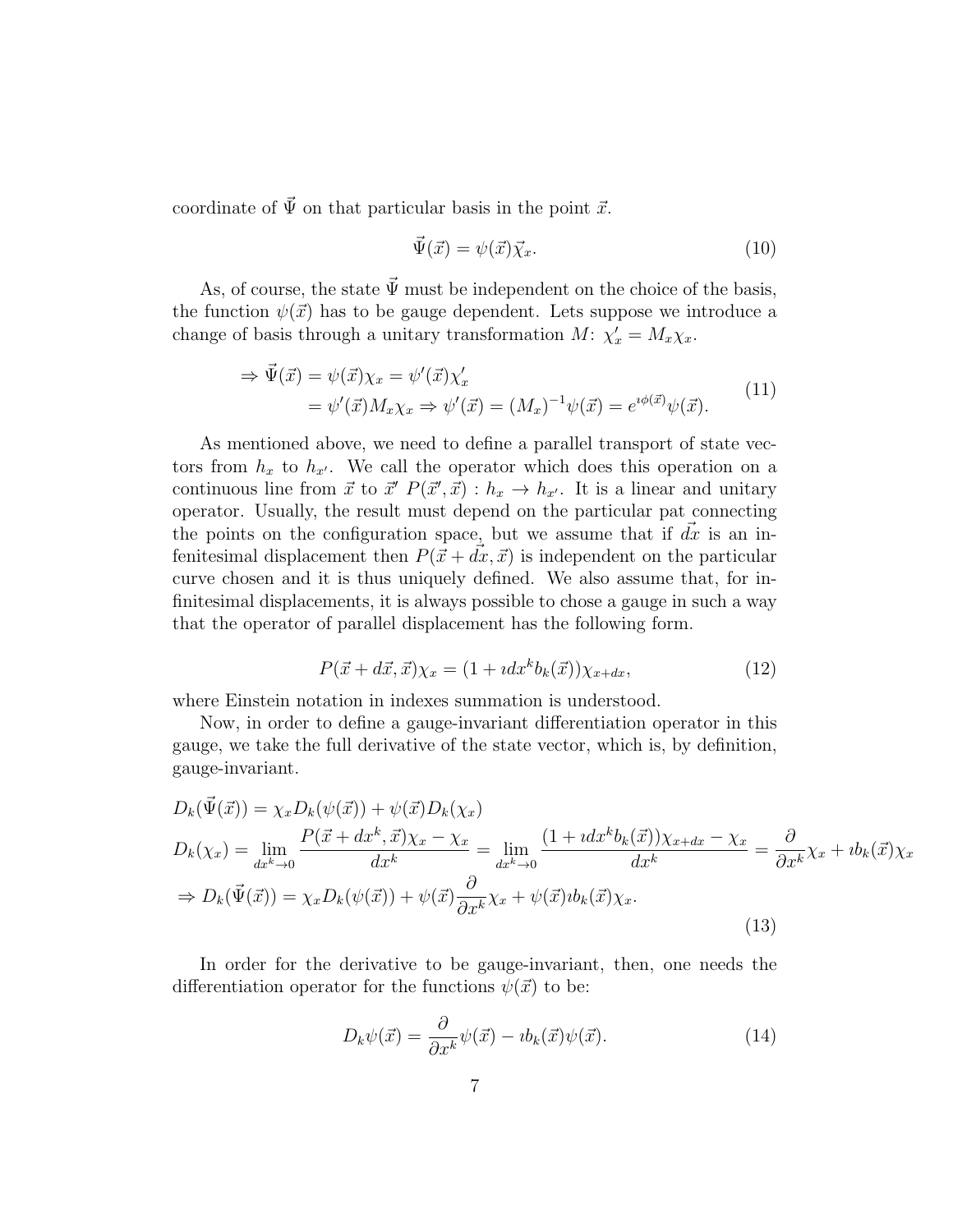coordinate of $\vec{\Psi}$ on that particular basis in the point $\vec{x}$.

$$\vec{\Psi}(\vec{x}) = \psi(\vec{x})\vec{\chi_x}. \tag{10}$$

As, of course, the state $\vec{\Psi}$ must be independent on the choice of the basis, the function $\psi(\vec{x})$ has to be gauge dependent. Lets suppose we introduce a change of basis through a unitary transformation $M$: $\chi'_x = M_x \chi_x$.

$$\begin{aligned} \Rightarrow \vec{\Psi}(\vec{x}) &= \psi(\vec{x})\chi_x = \psi'(\vec{x})\chi'_x \\ &= \psi'(\vec{x}) M_x \chi_x \Rightarrow \psi'(\vec{x}) = (M_x)^{-1}\psi(\vec{x}) = e^{\imath\phi(\vec{x})}\psi(\vec{x}). \end{aligned} \tag{11}$$

As mentioned above, we need to define a parallel transport of state vectors from $h_x$ to $h_{x'}$. We call the operator which does this operation on a continuous line from $\vec{x}$ to $\vec{x}'$ $P(\vec{x}', \vec{x}) : h_x \to h_{x'}$. It is a linear and unitary operator. Usually, the result must depend on the particular pat connecting the points on the configuration space, but we assume that if $\vec{dx}$ is an infenitesimal displacement then $P(\vec{x} + \vec{dx}, \vec{x})$ is independent on the particular curve chosen and it is thus uniquely defined. We also assume that, for infinitesimal displacements, it is always possible to chose a gauge in such a way that the operator of parallel displacement has the following form.

$$P(\vec{x} + d\vec{x}, \vec{x})\chi_x = (1 + \imath dx^k b_k(\vec{x}))\chi_{x+dx}, \tag{12}$$

where Einstein notation in indexes summation is understood.

Now, in order to define a gauge-invariant differentiation operator in this gauge, we take the full derivative of the state vector, which is, by definition, gauge-invariant.

$$\begin{aligned} &D_k(\vec{\Psi}(\vec{x})) = \chi_x D_k(\psi(\vec{x})) + \psi(\vec{x}) D_k(\chi_x) \\ &D_k(\chi_x) = \lim_{dx^k \to 0} \frac{P(\vec{x} + dx^k, \vec{x})\chi_x - \chi_x}{dx^k} = \lim_{dx^k \to 0} \frac{(1 + \imath dx^k b_k(\vec{x}))\chi_{x+dx} - \chi_x}{dx^k} = \frac{\partial}{\partial x^k}\chi_x + \imath b_k(\vec{x})\chi_x \\ &\Rightarrow D_k(\vec{\Psi}(\vec{x})) = \chi_x D_k(\psi(\vec{x})) + \psi(\vec{x})\frac{\partial}{\partial x^k}\chi_x + \psi(\vec{x})\imath b_k(\vec{x})\chi_x. \end{aligned} \tag{13}$$

In order for the derivative to be gauge-invariant, then, one needs the differentiation operator for the functions $\psi(\vec{x})$ to be:

$$D_k \psi(\vec{x}) = \frac{\partial}{\partial x^k}\psi(\vec{x}) - \imath b_k(\vec{x})\psi(\vec{x}). \tag{14}$$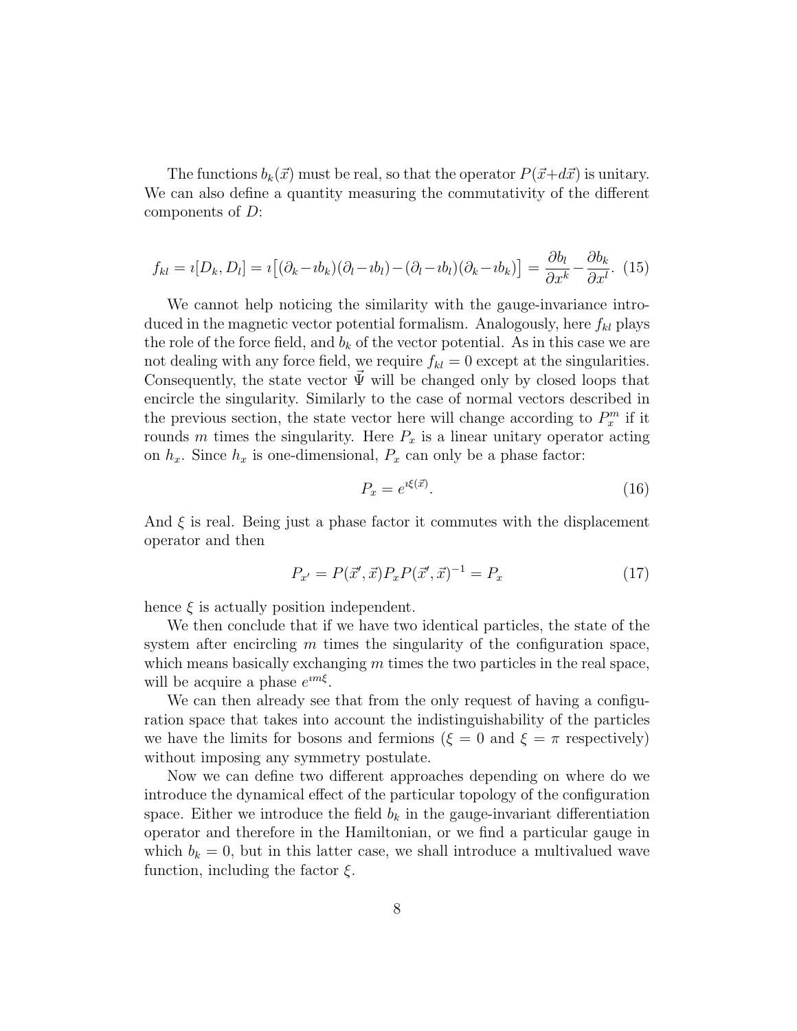The functions $b_k(\vec{x})$ must be real, so that the operator $P(\vec{x}+d\vec{x})$ is unitary. We can also define a quantity measuring the commutativity of the different components of $D$:

$$f_{kl} = \imath[D_k, D_l] = \imath\big[(\partial_k - \imath b_k)(\partial_l - \imath b_l) - (\partial_l - \imath b_l)(\partial_k - \imath b_k)\big] = \frac{\partial b_l}{\partial x^k} - \frac{\partial b_k}{\partial x^l}. \quad (15)$$

We cannot help noticing the similarity with the gauge-invariance introduced in the magnetic vector potential formalism. Analogously, here $f_{kl}$ plays the role of the force field, and $b_k$ of the vector potential. As in this case we are not dealing with any force field, we require $f_{kl} = 0$ except at the singularities. Consequently, the state vector $\vec{\Psi}$ will be changed only by closed loops that encircle the singularity. Similarly to the case of normal vectors described in the previous section, the state vector here will change according to $P_x^m$ if it rounds $m$ times the singularity. Here $P_x$ is a linear unitary operator acting on $h_x$. Since $h_x$ is one-dimensional, $P_x$ can only be a phase factor:

$$P_x = e^{\imath\xi(\vec{x})}. \quad (16)$$

And $\xi$ is real. Being just a phase factor it commutes with the displacement operator and then

$$P_{x'} = P(\vec{x}', \vec{x}) P_x P(\vec{x}', \vec{x})^{-1} = P_x \quad (17)$$

hence $\xi$ is actually position independent.

We then conclude that if we have two identical particles, the state of the system after encircling $m$ times the singularity of the configuration space, which means basically exchanging $m$ times the two particles in the real space, will be acquire a phase $e^{\imath m\xi}$.

We can then already see that from the only request of having a configuration space that takes into account the indistinguishability of the particles we have the limits for bosons and fermions ($\xi = 0$ and $\xi = \pi$ respectively) without imposing any symmetry postulate.

Now we can define two different approaches depending on where do we introduce the dynamical effect of the particular topology of the configuration space. Either we introduce the field $b_k$ in the gauge-invariant differentiation operator and therefore in the Hamiltonian, or we find a particular gauge in which $b_k = 0$, but in this latter case, we shall introduce a multivalued wave function, including the factor $\xi$.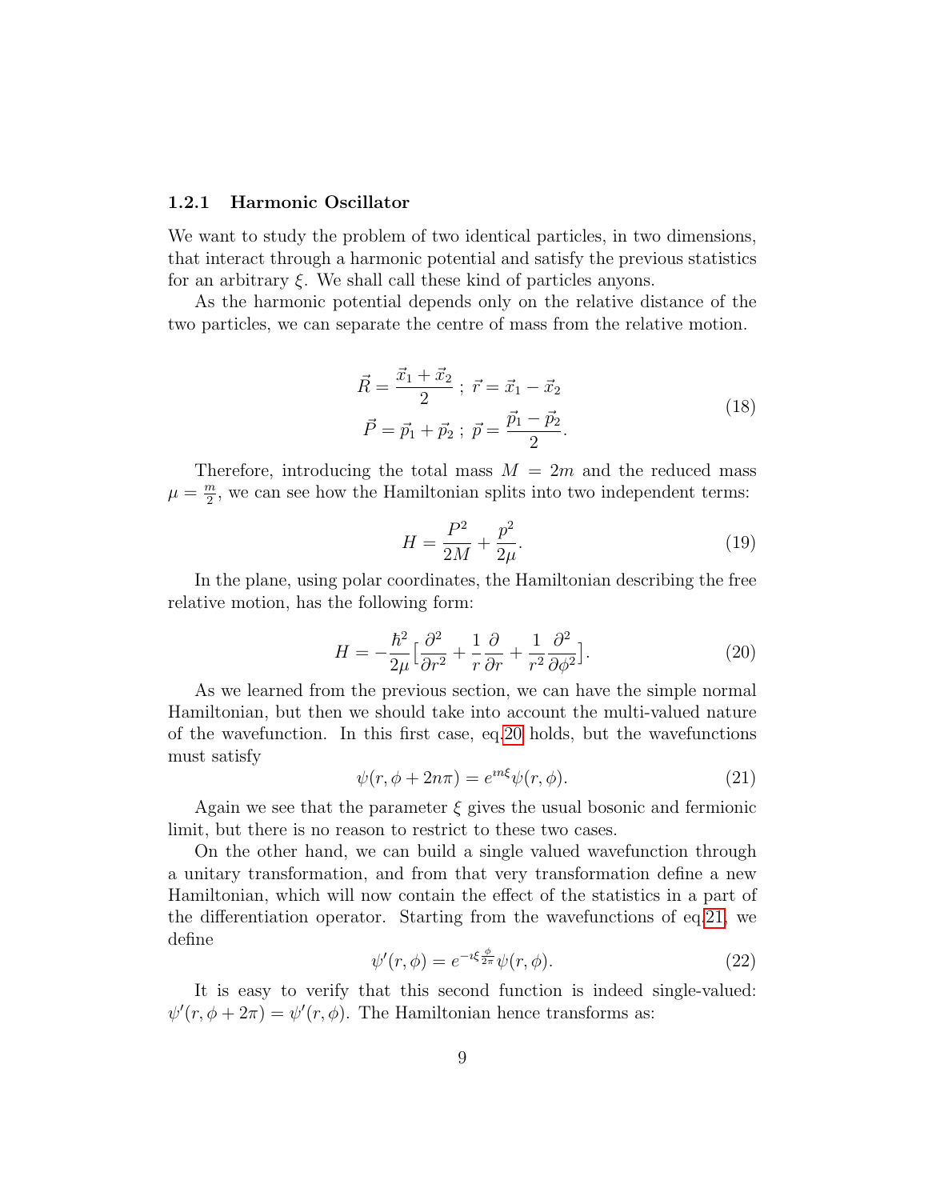### 1.2.1 Harmonic Oscillator

We want to study the problem of two identical particles, in two dimensions, that interact through a harmonic potential and satisfy the previous statistics for an arbitrary $\xi$. We shall call these kind of particles anyons.

As the harmonic potential depends only on the relative distance of the two particles, we can separate the centre of mass from the relative motion.

$$
\begin{aligned}
\vec{R} = \frac{\vec{x}_1 + \vec{x}_2}{2} \; ; \; \vec{r} = \vec{x}_1 - \vec{x}_2 \\
\vec{P} = \vec{p}_1 + \vec{p}_2 \; ; \; \vec{p} = \frac{\vec{p}_1 - \vec{p}_2}{2}.
\end{aligned} \tag{18}
$$

Therefore, introducing the total mass $M = 2m$ and the reduced mass $\mu = \frac{m}{2}$, we can see how the Hamiltonian splits into two independent terms:

$$
H = \frac{P^2}{2M} + \frac{p^2}{2\mu}. \tag{19}
$$

In the plane, using polar coordinates, the Hamiltonian describing the free relative motion, has the following form:

$$
H = -\frac{\hbar^2}{2\mu}\Big[\frac{\partial^2}{\partial r^2} + \frac{1}{r}\frac{\partial}{\partial r} + \frac{1}{r^2}\frac{\partial^2}{\partial \phi^2}\Big]. \tag{20}
$$

As we learned from the previous section, we can have the simple normal Hamiltonian, but then we should take into account the multi-valued nature of the wavefunction. In this first case, eq.20 holds, but the wavefunctions must satisfy

$$
\psi(r, \phi + 2n\pi) = e^{\imath n\xi}\psi(r, \phi). \tag{21}
$$

Again we see that the parameter $\xi$ gives the usual bosonic and fermionic limit, but there is no reason to restrict to these two cases.

On the other hand, we can build a single valued wavefunction through a unitary transformation, and from that very transformation define a new Hamiltonian, which will now contain the effect of the statistics in a part of the differentiation operator. Starting from the wavefunctions of eq.21, we define

$$
\psi'(r, \phi) = e^{-\imath\xi\frac{\phi}{2\pi}}\psi(r, \phi). \tag{22}
$$

It is easy to verify that this second function is indeed single-valued: $\psi'(r, \phi + 2\pi) = \psi'(r, \phi)$. The Hamiltonian hence transforms as: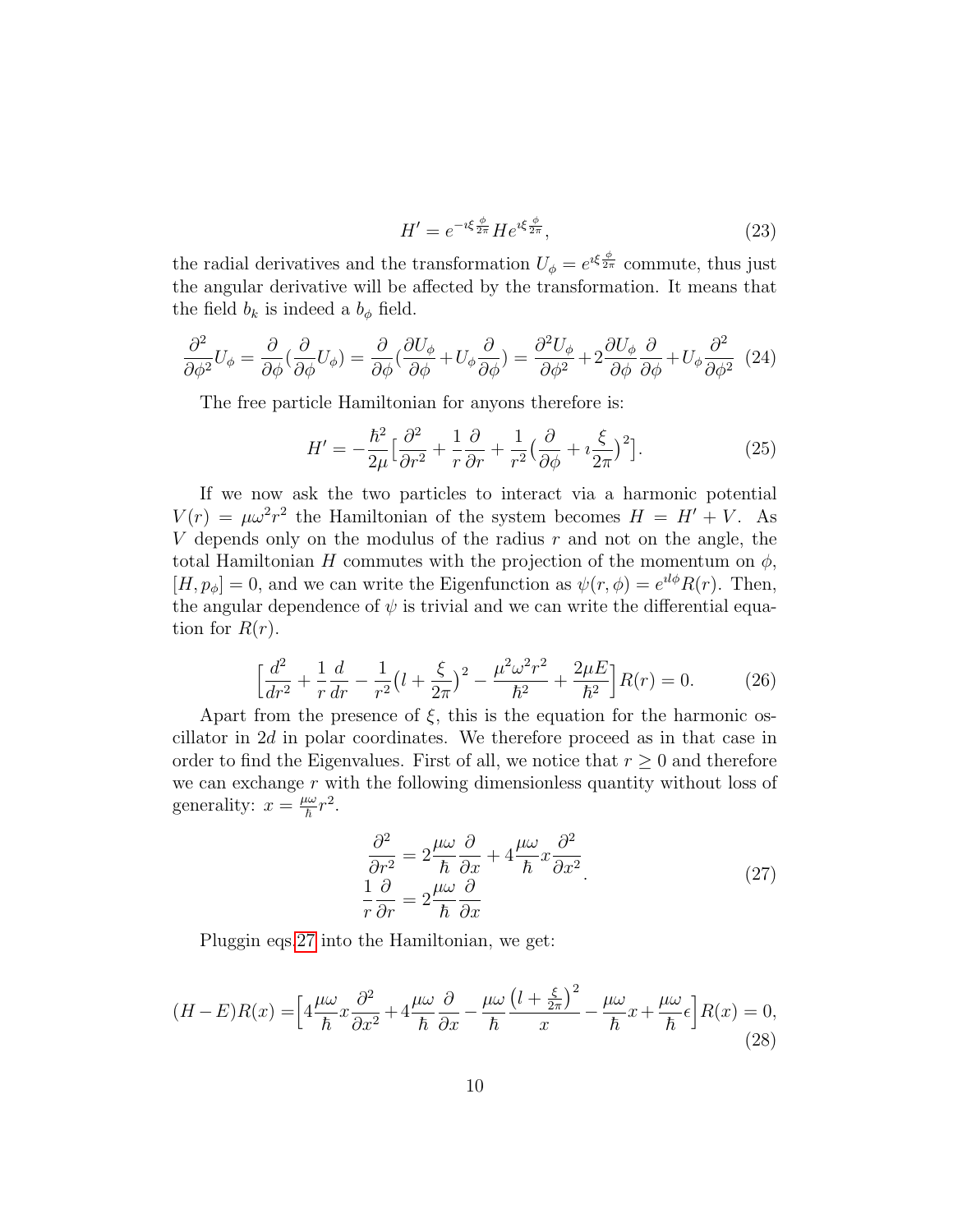$$H' = e^{-\imath\xi\frac{\phi}{2\pi}} H e^{\imath\xi\frac{\phi}{2\pi}}, \tag{23}$$

the radial derivatives and the transformation $U_\phi = e^{\imath\xi\frac{\phi}{2\pi}}$ commute, thus just the angular derivative will be affected by the transformation. It means that the field $b_k$ is indeed a $b_\phi$ field.

$$\frac{\partial^2}{\partial\phi^2}U_\phi = \frac{\partial}{\partial\phi}(\frac{\partial}{\partial\phi}U_\phi) = \frac{\partial}{\partial\phi}(\frac{\partial U_\phi}{\partial\phi} + U_\phi\frac{\partial}{\partial\phi}) = \frac{\partial^2 U_\phi}{\partial\phi^2} + 2\frac{\partial U_\phi}{\partial\phi}\frac{\partial}{\partial\phi} + U_\phi\frac{\partial^2}{\partial\phi^2} \tag{24}$$

The free particle Hamiltonian for anyons therefore is:

$$H' = -\frac{\hbar^2}{2\mu}\Big[\frac{\partial^2}{\partial r^2} + \frac{1}{r}\frac{\partial}{\partial r} + \frac{1}{r^2}\big(\frac{\partial}{\partial\phi} + \imath\frac{\xi}{2\pi}\big)^2\Big]. \tag{25}$$

If we now ask the two particles to interact via a harmonic potential $V(r) = \mu\omega^2 r^2$ the Hamiltonian of the system becomes $H = H' + V$. As $V$ depends only on the modulus of the radius $r$ and not on the angle, the total Hamiltonian $H$ commutes with the projection of the momentum on $\phi$, $[H, p_\phi] = 0$, and we can write the Eigenfunction as $\psi(r,\phi) = e^{\imath l\phi}R(r)$. Then, the angular dependence of $\psi$ is trivial and we can write the differential equation for $R(r)$.

$$\Big[\frac{d^2}{dr^2} + \frac{1}{r}\frac{d}{dr} - \frac{1}{r^2}\big(l + \frac{\xi}{2\pi}\big)^2 - \frac{\mu^2\omega^2 r^2}{\hbar^2} + \frac{2\mu E}{\hbar^2}\Big]R(r) = 0. \tag{26}$$

Apart from the presence of $\xi$, this is the equation for the harmonic oscillator in $2d$ in polar coordinates. We therefore proceed as in that case in order to find the Eigenvalues. First of all, we notice that $r \geq 0$ and therefore we can exchange $r$ with the following dimensionless quantity without loss of generality: $x = \frac{\mu\omega}{\hbar}r^2$.

$$\begin{aligned}\frac{\partial^2}{\partial r^2} &= 2\frac{\mu\omega}{\hbar}\frac{\partial}{\partial x} + 4\frac{\mu\omega}{\hbar}x\frac{\partial^2}{\partial x^2} \\ \frac{1}{r}\frac{\partial}{\partial r} &= 2\frac{\mu\omega}{\hbar}\frac{\partial}{\partial x}\end{aligned}. \tag{27}$$

Pluggin eqs.27 into the Hamiltonian, we get:

$$(H-E)R(x) = \Big[4\frac{\mu\omega}{\hbar}x\frac{\partial^2}{\partial x^2} + 4\frac{\mu\omega}{\hbar}\frac{\partial}{\partial x} - \frac{\mu\omega}{\hbar}\frac{\big(l + \frac{\xi}{2\pi}\big)^2}{x} - \frac{\mu\omega}{\hbar}x + \frac{\mu\omega}{\hbar}\epsilon\Big]R(x) = 0, \tag{28}$$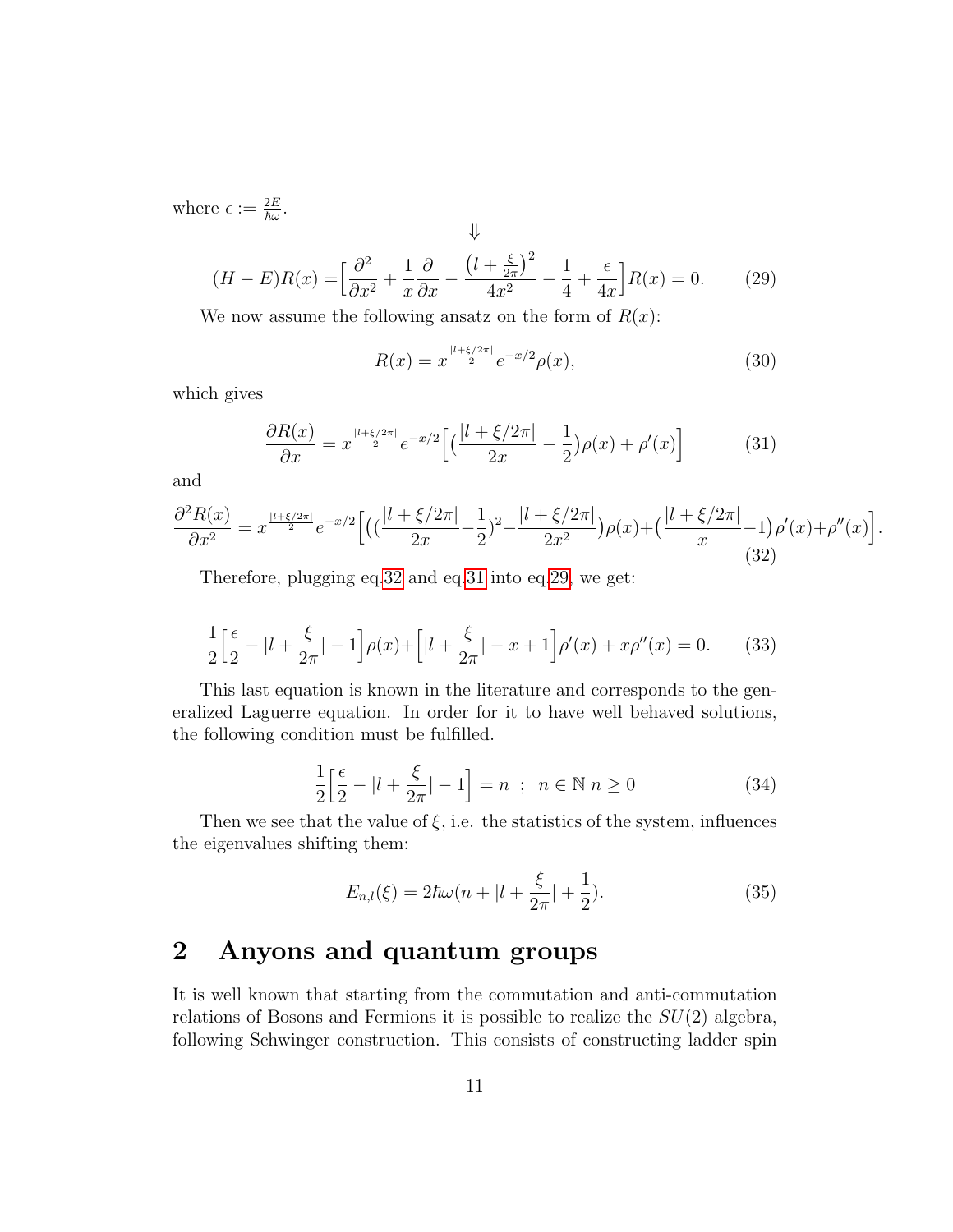where $\epsilon := \frac{2E}{\hbar\omega}$.

$$\Downarrow$$

$$(H-E)R(x) = \Big[\frac{\partial^2}{\partial x^2} + \frac{1}{x}\frac{\partial}{\partial x} - \frac{\big(l+\frac{\xi}{2\pi}\big)^2}{4x^2} - \frac{1}{4} + \frac{\epsilon}{4x}\Big]R(x) = 0. \tag{29}$$

We now assume the following ansatz on the form of $R(x)$:

$$R(x) = x^{\frac{|l+\xi/2\pi|}{2}} e^{-x/2}\rho(x), \tag{30}$$

which gives

$$\frac{\partial R(x)}{\partial x} = x^{\frac{|l+\xi/2\pi|}{2}} e^{-x/2}\Big[\big(\frac{|l+\xi/2\pi|}{2x} - \frac{1}{2}\big)\rho(x) + \rho'(x)\Big] \tag{31}$$

and

$$\frac{\partial^2 R(x)}{\partial x^2} = x^{\frac{|l+\xi/2\pi|}{2}} e^{-x/2}\Big[\big((\frac{|l+\xi/2\pi|}{2x} - \frac{1}{2})^2 - \frac{|l+\xi/2\pi|}{2x^2}\big)\rho(x) + \big(\frac{|l+\xi/2\pi|}{x} - 1\big)\rho'(x) + \rho''(x)\Big]. \tag{32}$$

Therefore, plugging eq.32 and eq.31 into eq.29, we get:

$$\frac{1}{2}\Big[\frac{\epsilon}{2} - |l+\frac{\xi}{2\pi}| - 1\Big]\rho(x) + \Big[|l+\frac{\xi}{2\pi}| - x + 1\Big]\rho'(x) + x\rho''(x) = 0. \tag{33}$$

This last equation is known in the literature and corresponds to the generalized Laguerre equation. In order for it to have well behaved solutions, the following condition must be fulfilled.

$$\frac{1}{2}\Big[\frac{\epsilon}{2} - |l+\frac{\xi}{2\pi}| - 1\Big] = n \;\; ; \;\; n \in \mathbb{N}\; n \geq 0 \tag{34}$$

Then we see that the value of $\xi$, i.e. the statistics of the system, influences the eigenvalues shifting them:

$$E_{n,l}(\xi) = 2\hbar\omega(n + |l+\frac{\xi}{2\pi}| + \frac{1}{2}). \tag{35}$$

## 2 Anyons and quantum groups

It is well known that starting from the commutation and anti-commutation relations of Bosons and Fermions it is possible to realize the $SU(2)$ algebra, following Schwinger construction. This consists of constructing ladder spin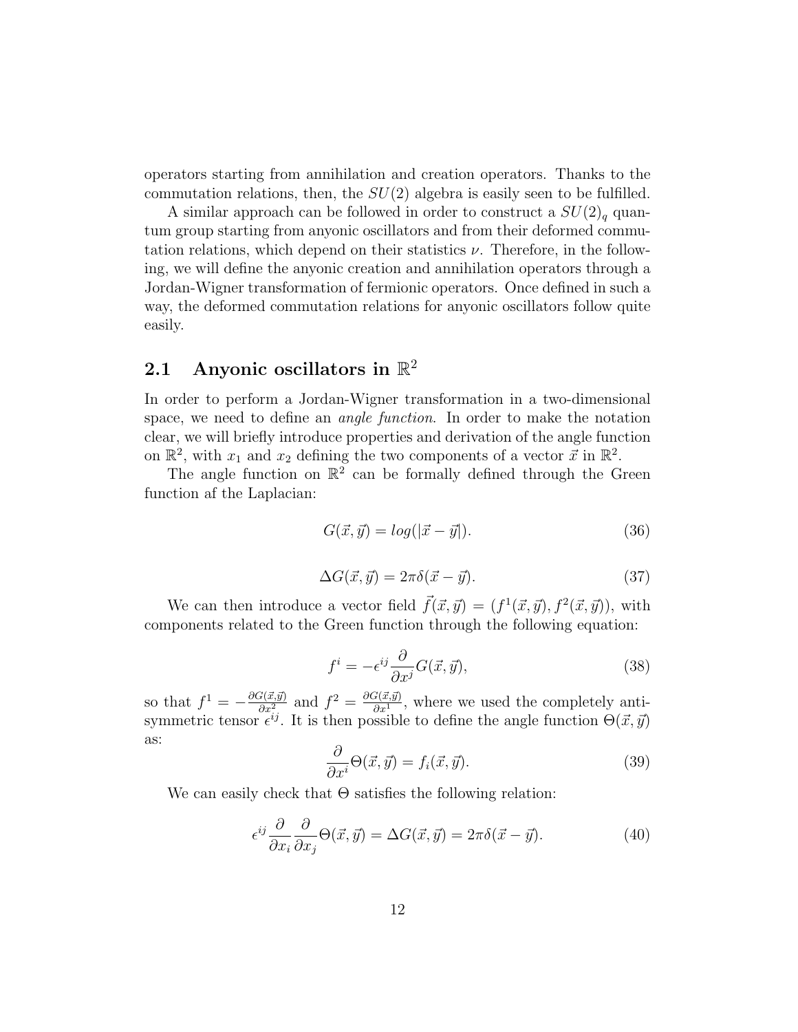operators starting from annihilation and creation operators. Thanks to the commutation relations, then, the $SU(2)$ algebra is easily seen to be fulfilled.

A similar approach can be followed in order to construct a $SU(2)_q$ quantum group starting from anyonic oscillators and from their deformed commutation relations, which depend on their statistics $\nu$. Therefore, in the following, we will define the anyonic creation and annihilation operators through a Jordan-Wigner transformation of fermionic operators. Once defined in such a way, the deformed commutation relations for anyonic oscillators follow quite easily.

## 2.1 Anyonic oscillators in $\mathbb{R}^2$

In order to perform a Jordan-Wigner transformation in a two-dimensional space, we need to define an *angle function*. In order to make the notation clear, we will briefly introduce properties and derivation of the angle function on $\mathbb{R}^2$, with $x_1$ and $x_2$ defining the two components of a vector $\vec{x}$ in $\mathbb{R}^2$.

The angle function on $\mathbb{R}^2$ can be formally defined through the Green function af the Laplacian:

$$G(\vec{x}, \vec{y}) = log(|\vec{x} - \vec{y}|). \tag{36}$$

$$\Delta G(\vec{x}, \vec{y}) = 2\pi\delta(\vec{x} - \vec{y}). \tag{37}$$

We can then introduce a vector field $\vec{f}(\vec{x}, \vec{y}) = (f^1(\vec{x}, \vec{y}), f^2(\vec{x}, \vec{y}))$, with components related to the Green function through the following equation:

$$f^i = -\epsilon^{ij}\frac{\partial}{\partial x^j}G(\vec{x}, \vec{y}), \tag{38}$$

so that $f^1 = -\frac{\partial G(\vec{x},\vec{y})}{\partial x^2}$ and $f^2 = \frac{\partial G(\vec{x},\vec{y})}{\partial x^1}$, where we used the completely antisymmetric tensor $\epsilon^{ij}$. It is then possible to define the angle function $\Theta(\vec{x}, \vec{y})$ as:

$$\frac{\partial}{\partial x^i}\Theta(\vec{x}, \vec{y}) = f_i(\vec{x}, \vec{y}). \tag{39}$$

We can easily check that $\Theta$ satisfies the following relation:

$$\epsilon^{ij}\frac{\partial}{\partial x_i}\frac{\partial}{\partial x_j}\Theta(\vec{x}, \vec{y}) = \Delta G(\vec{x}, \vec{y}) = 2\pi\delta(\vec{x} - \vec{y}). \tag{40}$$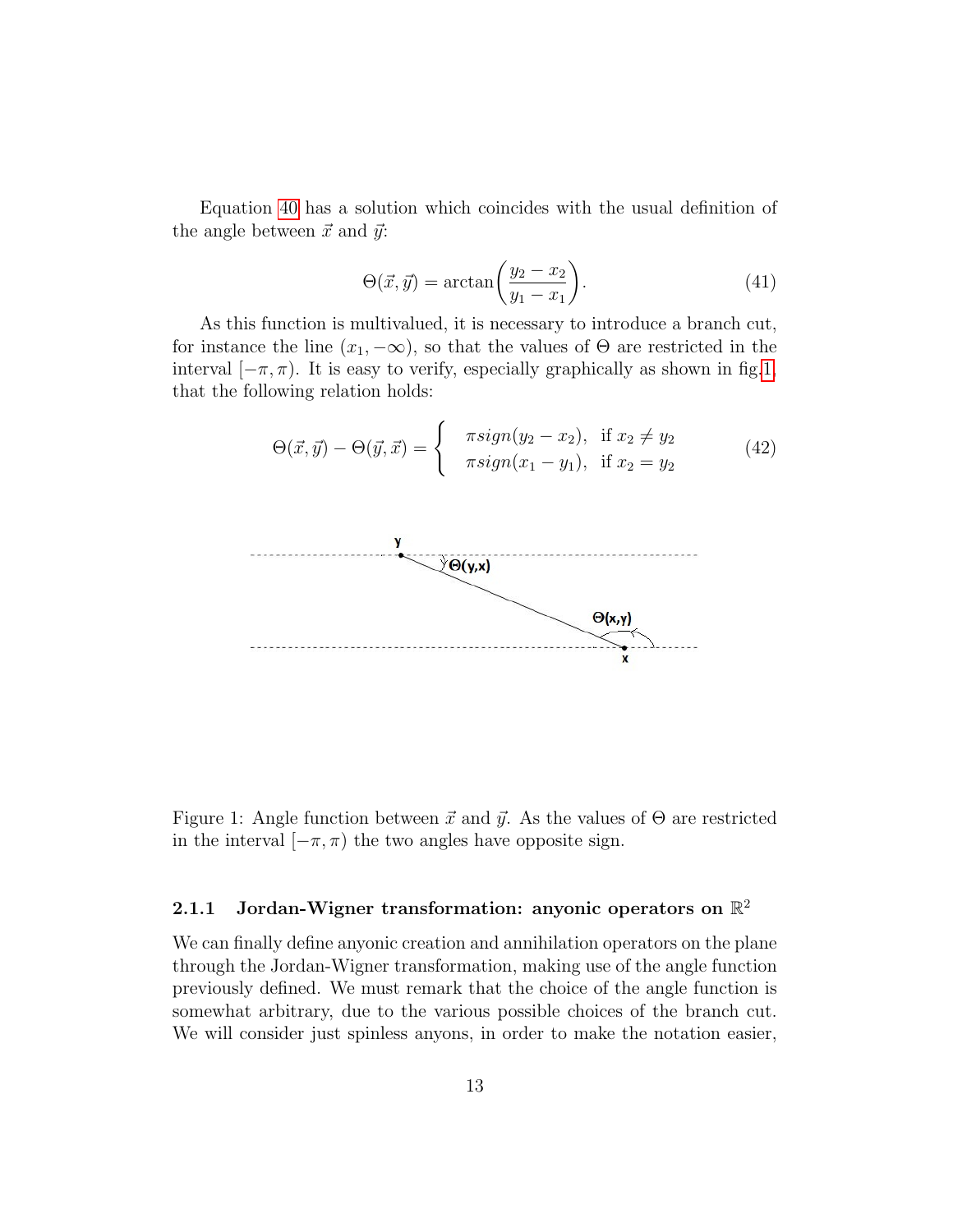Equation 40 has a solution which coincides with the usual definition of the angle between $\vec{x}$ and $\vec{y}$:

$$\Theta(\vec{x}, \vec{y}) = \arctan\left(\frac{y_2 - x_2}{y_1 - x_1}\right). \tag{41}$$

As this function is multivalued, it is necessary to introduce a branch cut, for instance the line $(x_1, -\infty)$, so that the values of $\Theta$ are restricted in the interval $[-\pi, \pi)$. It is easy to verify, especially graphically as shown in fig.1, that the following relation holds:

$$\Theta(\vec{x}, \vec{y}) - \Theta(\vec{y}, \vec{x}) = \begin{cases} \pi sign(y_2 - x_2), & \text{if } x_2 \neq y_2 \\ \pi sign(x_1 - y_1), & \text{if } x_2 = y_2 \end{cases} \tag{42}$$

y

Θ(y,x)

Θ(x,y)

x

Figure 1: Angle function between $\vec{x}$ and $\vec{y}$. As the values of $\Theta$ are restricted in the interval $[-\pi, \pi)$ the two angles have opposite sign.

### 2.1.1 Jordan-Wigner transformation: anyonic operators on $\mathbb{R}^2$

We can finally define anyonic creation and annihilation operators on the plane through the Jordan-Wigner transformation, making use of the angle function previously defined. We must remark that the choice of the angle function is somewhat arbitrary, due to the various possible choices of the branch cut. We will consider just spinless anyons, in order to make the notation easier,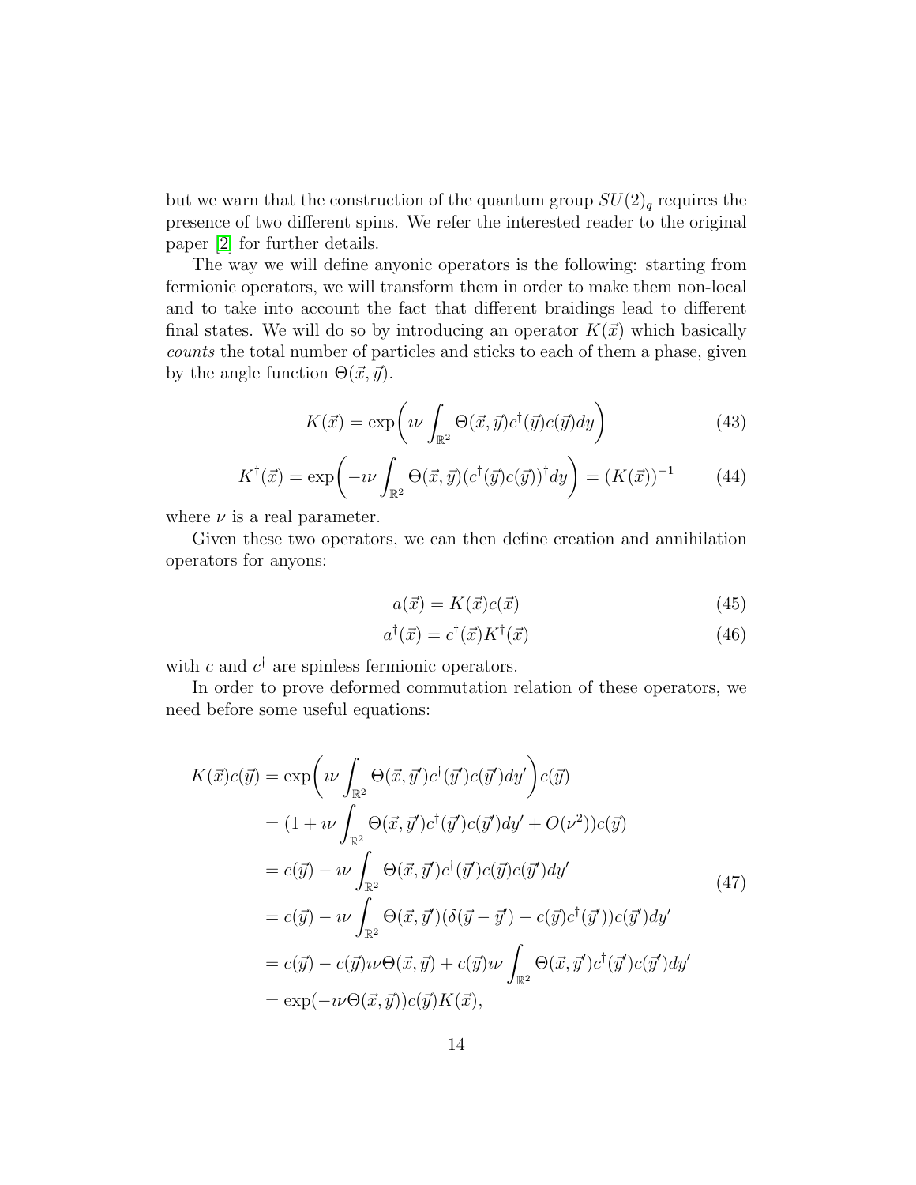but we warn that the construction of the quantum group $SU(2)_q$ requires the presence of two different spins. We refer the interested reader to the original paper [2] for further details.

The way we will define anyonic operators is the following: starting from fermionic operators, we will transform them in order to make them non-local and to take into account the fact that different braidings lead to different final states. We will do so by introducing an operator $K(\vec{x})$ which basically *counts* the total number of particles and sticks to each of them a phase, given by the angle function $\Theta(\vec{x},\vec{y})$.

$$K(\vec{x}) = \exp\left(\imath\nu \int_{\mathbb{R}^2} \Theta(\vec{x},\vec{y}) c^\dagger(\vec{y}) c(\vec{y}) dy\right) \tag{43}$$

$$K^\dagger(\vec{x}) = \exp\left(-\imath\nu \int_{\mathbb{R}^2} \Theta(\vec{x},\vec{y}) (c^\dagger(\vec{y}) c(\vec{y}))^\dagger dy\right) = (K(\vec{x}))^{-1} \tag{44}$$

where $\nu$ is a real parameter.

Given these two operators, we can then define creation and annihilation operators for anyons:

$$a(\vec{x}) = K(\vec{x}) c(\vec{x}) \tag{45}$$

$$a^\dagger(\vec{x}) = c^\dagger(\vec{x}) K^\dagger(\vec{x}) \tag{46}$$

with $c$ and $c^\dagger$ are spinless fermionic operators.

In order to prove deformed commutation relation of these operators, we need before some useful equations:

$$\begin{aligned}
K(\vec{x})c(\vec{y}) &= \exp\left(\imath\nu \int_{\mathbb{R}^2} \Theta(\vec{x},\vec{y}') c^\dagger(\vec{y}') c(\vec{y}') dy'\right) c(\vec{y}) \\
&= (1 + \imath\nu \int_{\mathbb{R}^2} \Theta(\vec{x},\vec{y}') c^\dagger(\vec{y}') c(\vec{y}') dy' + O(\nu^2)) c(\vec{y}) \\
&= c(\vec{y}) - \imath\nu \int_{\mathbb{R}^2} \Theta(\vec{x},\vec{y}') c^\dagger(\vec{y}') c(\vec{y}) c(\vec{y}') dy' \\
&= c(\vec{y}) - \imath\nu \int_{\mathbb{R}^2} \Theta(\vec{x},\vec{y}') (\delta(\vec{y}-\vec{y}') - c(\vec{y}) c^\dagger(\vec{y}')) c(\vec{y}') dy' \\
&= c(\vec{y}) - c(\vec{y}) \imath\nu \Theta(\vec{x},\vec{y}) + c(\vec{y}) \imath\nu \int_{\mathbb{R}^2} \Theta(\vec{x},\vec{y}') c^\dagger(\vec{y}') c(\vec{y}') dy' \\
&= \exp(-\imath\nu\Theta(\vec{x},\vec{y})) c(\vec{y}) K(\vec{x}),
\end{aligned} \tag{47}$$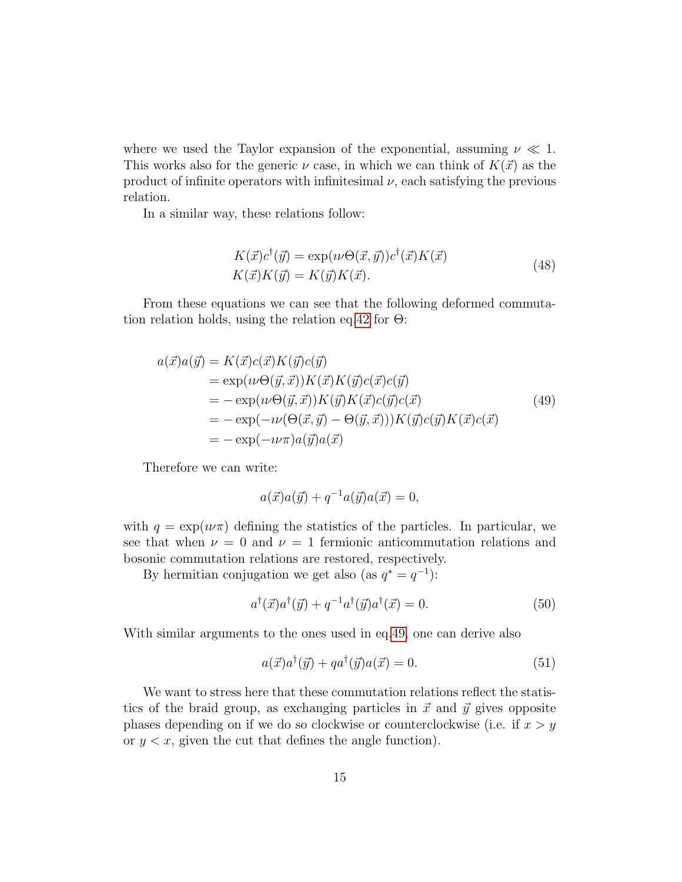where we used the Taylor expansion of the exponential, assuming $\nu \ll 1$. This works also for the generic $\nu$ case, in which we can think of $K(\vec{x})$ as the product of infinite operators with infinitesimal $\nu$, each satisfying the previous relation.

In a similar way, these relations follow:

$$
\begin{aligned}
K(\vec{x})c^{\dagger}(\vec{y}) &= \exp(\imath\nu\Theta(\vec{x},\vec{y}))c^{\dagger}(\vec{x})K(\vec{x}) \\
K(\vec{x})K(\vec{y}) &= K(\vec{y})K(\vec{x}).
\end{aligned}
\tag{48}
$$

From these equations we can see that the following deformed commutation relation holds, using the relation eq.42 for $\Theta$:

$$
\begin{aligned}
a(\vec{x})a(\vec{y}) &= K(\vec{x})c(\vec{x})K(\vec{y})c(\vec{y}) \\
&= \exp(\imath\nu\Theta(\vec{y},\vec{x}))K(\vec{x})K(\vec{y})c(\vec{x})c(\vec{y}) \\
&= -\exp(\imath\nu\Theta(\vec{y},\vec{x}))K(\vec{y})K(\vec{x})c(\vec{y})c(\vec{x}) \\
&= -\exp(-\imath\nu(\Theta(\vec{x},\vec{y})-\Theta(\vec{y},\vec{x})))K(\vec{y})c(\vec{y})K(\vec{x})c(\vec{x}) \\
&= -\exp(-\imath\nu\pi)a(\vec{y})a(\vec{x})
\end{aligned}
\tag{49}
$$

Therefore we can write:

$$
a(\vec{x})a(\vec{y}) + q^{-1}a(\vec{y})a(\vec{x}) = 0,
$$

with $q = \exp(\imath\nu\pi)$ defining the statistics of the particles. In particular, we see that when $\nu = 0$ and $\nu = 1$ fermionic anticommutation relations and bosonic commutation relations are restored, respectively.

By hermitian conjugation we get also (as $q^* = q^{-1}$):

$$
a^{\dagger}(\vec{x})a^{\dagger}(\vec{y}) + q^{-1}a^{\dagger}(\vec{y})a^{\dagger}(\vec{x}) = 0. \tag{50}
$$

With similar arguments to the ones used in eq.49, one can derive also

$$
a(\vec{x})a^{\dagger}(\vec{y}) + qa^{\dagger}(\vec{y})a(\vec{x}) = 0. \tag{51}
$$

We want to stress here that these commutation relations reflect the statistics of the braid group, as exchanging particles in $\vec{x}$ and $\vec{y}$ gives opposite phases depending on if we do so clockwise or counterclockwise (i.e. if $x > y$ or $y < x$, given the cut that defines the angle function).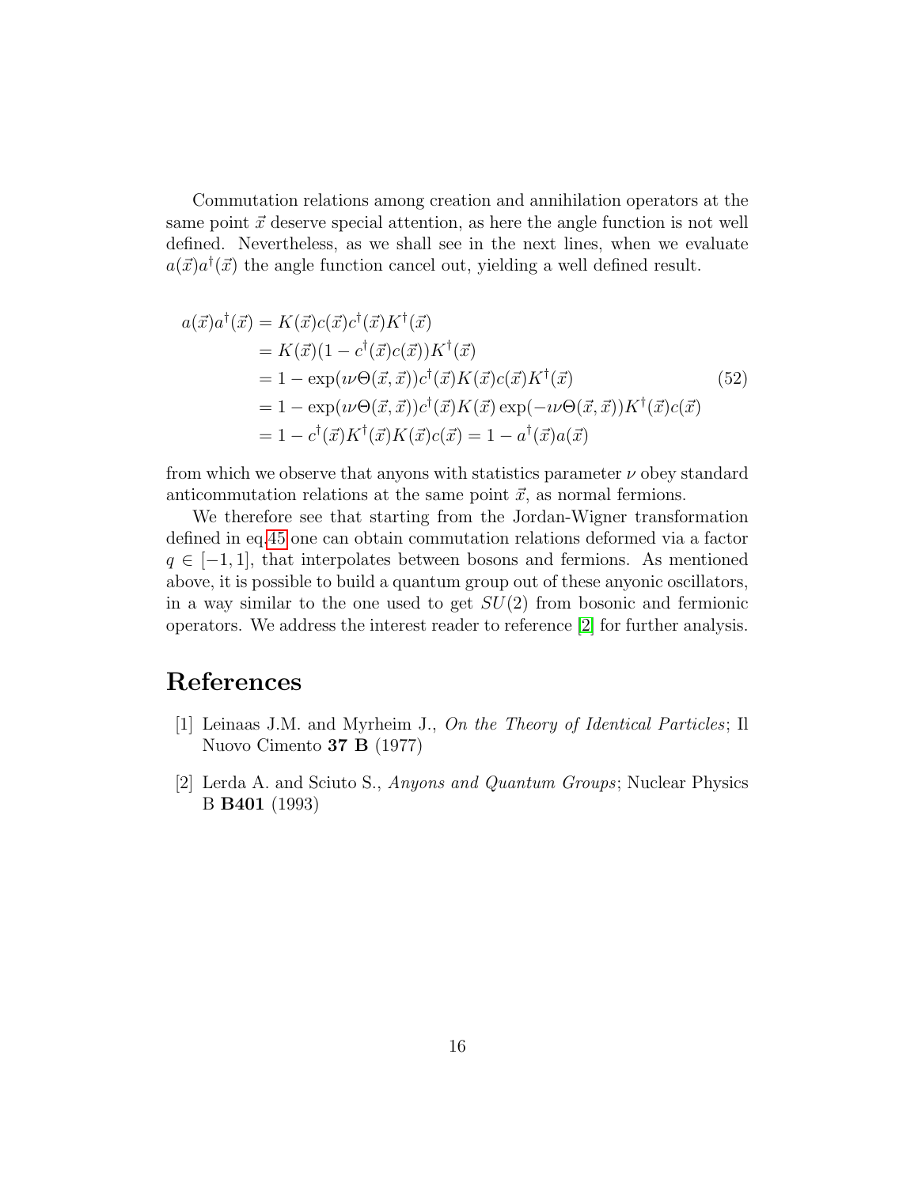Commutation relations among creation and annihilation operators at the same point $\vec{x}$ deserve special attention, as here the angle function is not well defined. Nevertheless, as we shall see in the next lines, when we evaluate $a(\vec{x})a^\dagger(\vec{x})$ the angle function cancel out, yielding a well defined result.

$$
\begin{aligned}
a(\vec{x})a^\dagger(\vec{x}) &= K(\vec{x})c(\vec{x})c^\dagger(\vec{x})K^\dagger(\vec{x}) \\
&= K(\vec{x})(1 - c^\dagger(\vec{x})c(\vec{x}))K^\dagger(\vec{x}) \\
&= 1 - \exp(\imath\nu\Theta(\vec{x},\vec{x}))c^\dagger(\vec{x})K(\vec{x})c(\vec{x})K^\dagger(\vec{x}) \\
&= 1 - \exp(\imath\nu\Theta(\vec{x},\vec{x}))c^\dagger(\vec{x})K(\vec{x})\exp(-\imath\nu\Theta(\vec{x},\vec{x}))K^\dagger(\vec{x})c(\vec{x}) \\
&= 1 - c^\dagger(\vec{x})K^\dagger(\vec{x})K(\vec{x})c(\vec{x}) = 1 - a^\dagger(\vec{x})a(\vec{x})
\end{aligned}
\tag{52}
$$

from which we observe that anyons with statistics parameter $\nu$ obey standard anticommutation relations at the same point $\vec{x}$, as normal fermions.

We therefore see that starting from the Jordan-Wigner transformation defined in eq.45 one can obtain commutation relations deformed via a factor $q \in [-1, 1]$, that interpolates between bosons and fermions. As mentioned above, it is possible to build a quantum group out of these anyonic oscillators, in a way similar to the one used to get $SU(2)$ from bosonic and fermionic operators. We address the interest reader to reference [2] for further analysis.

# References

[1] Leinaas J.M. and Myrheim J., *On the Theory of Identical Particles*; Il Nuovo Cimento **37 B** (1977)

[2] Lerda A. and Sciuto S., *Anyons and Quantum Groups*; Nuclear Physics B **B401** (1993)